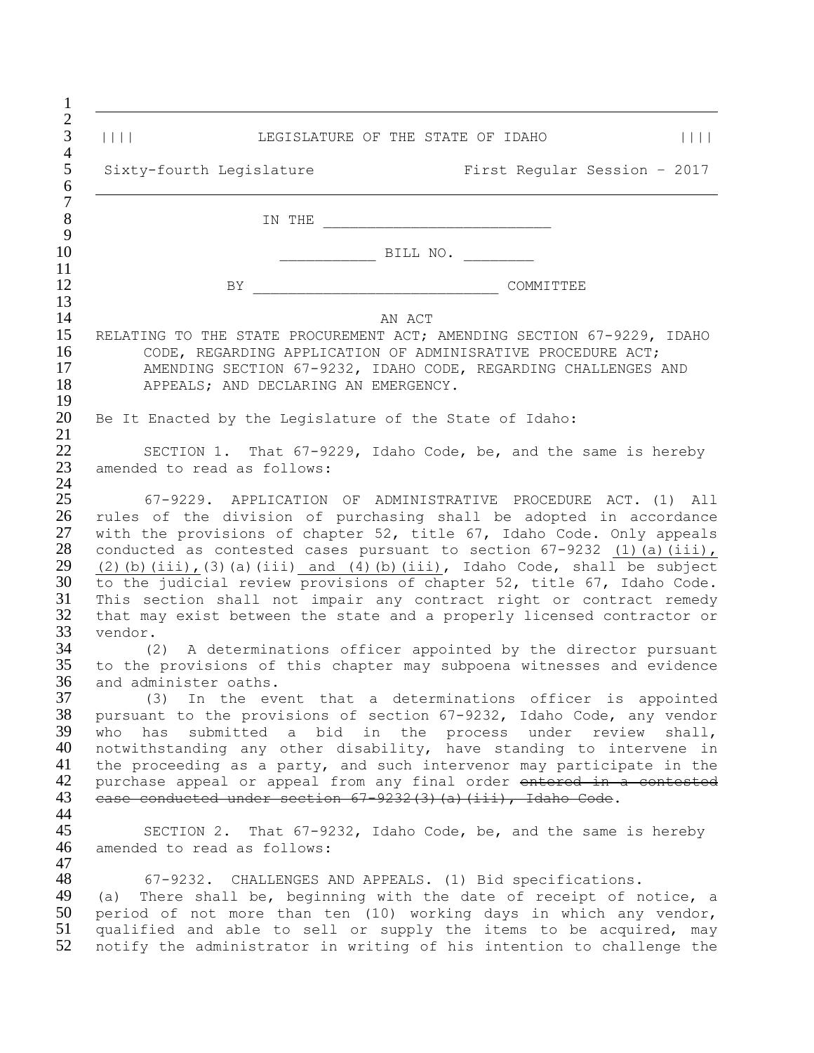|||| LEGISLATURE OF THE STATE OF IDAHO ||||

Sixty-fourth Legislature First Regular Session - 2017

IN THE ________________________

__________ BILL NO. ________

BY ___________________________ COMMITTEE

AN ACT

RELATING TO THE STATE PROCUREMENT ACT; AMENDING SECTION 67-9229, IDAHO CODE, REGARDING APPLICATION OF ADMINISRATIVE PROCEDURE ACT; AMENDING SECTION 67-9232, IDAHO CODE, REGARDING CHALLENGES AND APPEALS; AND DECLARING AN EMERGENCY.

Be It Enacted by the Legislature of the State of Idaho:

SECTION 1. That 67-9229, Idaho Code, be, and the same is hereby amended to read as follows:

67-9229. APPLICATION OF ADMINISTRATIVE PROCEDURE ACT. (1) All rules of the division of purchasing shall be adopted in accordance with the provisions of chapter 52, title 67, Idaho Code. Only appeals conducted as contested cases pursuant to section 67-9232 <u>(1)(a)(iii), (2)(b)(iii),</u> (3)(a)(iii)<u> and (4)(b)(iii)</u>, Idaho Code, shall be subject to the judicial review provisions of chapter 52, title 67, Idaho Code. This section shall not impair any contract right or contract remedy that may exist between the state and a properly licensed contractor or vendor.

(2) A determinations officer appointed by the director pursuant to the provisions of this chapter may subpoena witnesses and evidence and administer oaths.

(3) In the event that a determinations officer is appointed pursuant to the provisions of section 67-9232, Idaho Code, any vendor who has submitted a bid in the process under review shall, notwithstanding any other disability, have standing to intervene in the proceeding as a party, and such intervenor may participate in the purchase appeal or appeal from any final order ~~entered in a contested case conducted under section 67-9232(3)(a)(iii), Idaho Code~~.

SECTION 2. That 67-9232, Idaho Code, be, and the same is hereby amended to read as follows:

67-9232. CHALLENGES AND APPEALS. (1) Bid specifications.

(a) There shall be, beginning with the date of receipt of notice, a period of not more than ten (10) working days in which any vendor, qualified and able to sell or supply the items to be acquired, may notify the administrator in writing of his intention to challenge the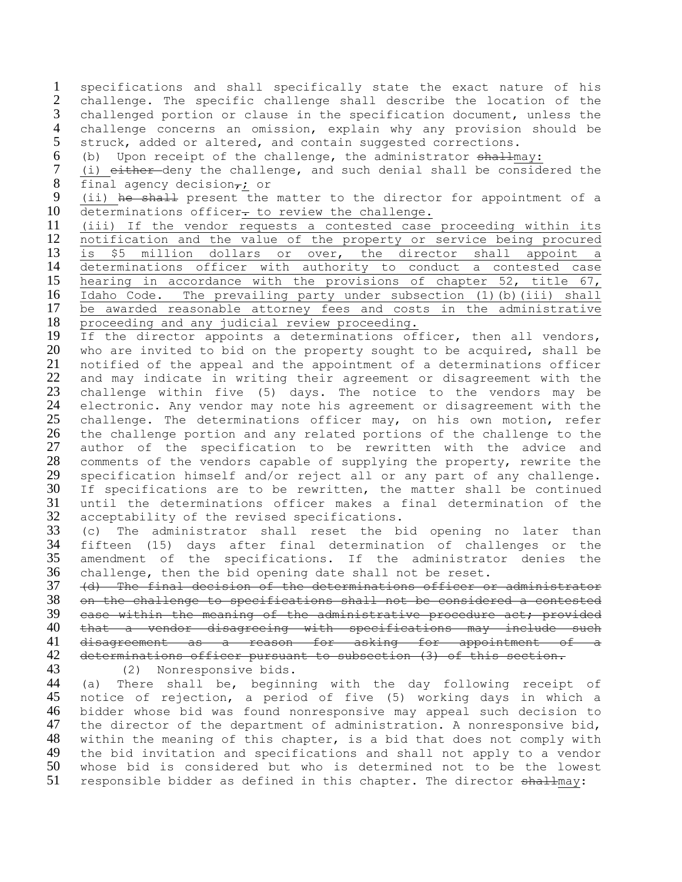specifications and shall specifically state the exact nature of his challenge. The specific challenge shall describe the location of the challenged portion or clause in the specification document, unless the challenge concerns an omission, explain why any provision should be struck, added or altered, and contain suggested corrections.

(b) Upon receipt of the challenge, the administrator ~~shall~~<u>may:</u>

<u>(i)</u> ~~either~~ deny the challenge, and such denial shall be considered the final agency decision~~,~~<u>;</u> or

<u>(ii)</u> ~~he shall~~ present the matter to the director for appointment of a determinations officer~~.~~ <u>to review the challenge.</u>

<u>(iii) If the vendor requests a contested case proceeding within its notification and the value of the property or service being procured is \$5 million dollars or over, the director shall appoint a determinations officer with authority to conduct a contested case hearing in accordance with the provisions of chapter 52, title 67, Idaho Code. The prevailing party under subsection (1)(b)(iii) shall be awarded reasonable attorney fees and costs in the administrative proceeding and any judicial review proceeding.</u>

If the director appoints a determinations officer, then all vendors, who are invited to bid on the property sought to be acquired, shall be notified of the appeal and the appointment of a determinations officer and may indicate in writing their agreement or disagreement with the challenge within five (5) days. The notice to the vendors may be electronic. Any vendor may note his agreement or disagreement with the challenge. The determinations officer may, on his own motion, refer the challenge portion and any related portions of the challenge to the author of the specification to be rewritten with the advice and comments of the vendors capable of supplying the property, rewrite the specification himself and/or reject all or any part of any challenge. If specifications are to be rewritten, the matter shall be continued until the determinations officer makes a final determination of the acceptability of the revised specifications.

(c) The administrator shall reset the bid opening no later than fifteen (15) days after final determination of challenges or the amendment of the specifications. If the administrator denies the challenge, then the bid opening date shall not be reset.

~~(d) The final decision of the determinations officer or administrator on the challenge to specifications shall not be considered a contested case within the meaning of the administrative procedure act; provided that a vendor disagreeing with specifications may include such disagreement as a reason for asking for appointment of a determinations officer pursuant to subsection (3) of this section.~~

(2) Nonresponsive bids.

(a) There shall be, beginning with the day following receipt of notice of rejection, a period of five (5) working days in which a bidder whose bid was found nonresponsive may appeal such decision to the director of the department of administration. A nonresponsive bid, within the meaning of this chapter, is a bid that does not comply with the bid invitation and specifications and shall not apply to a vendor whose bid is considered but who is determined not to be the lowest responsible bidder as defined in this chapter. The director ~~shall~~<u>may</u>: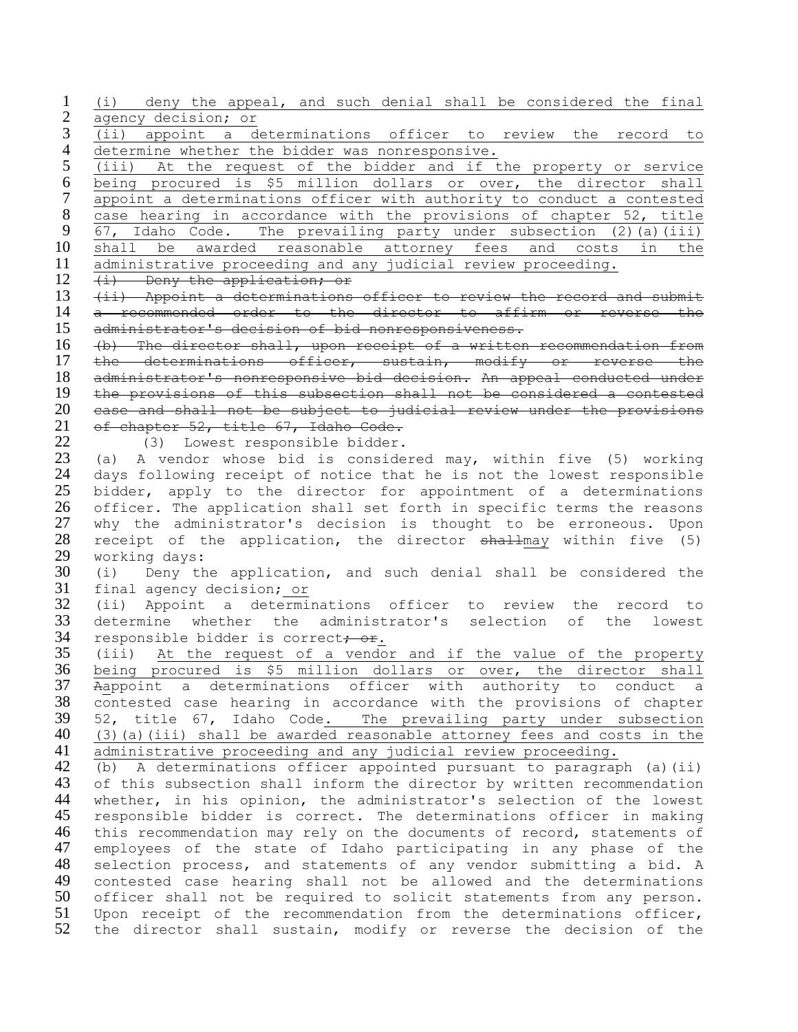(i) deny the appeal, and such denial shall be considered the final agency decision; or

(ii) appoint a determinations officer to review the record to determine whether the bidder was nonresponsive.

(iii) At the request of the bidder and if the property or service being procured is $5 million dollars or over, the director shall appoint a determinations officer with authority to conduct a contested case hearing in accordance with the provisions of chapter 52, title 67, Idaho Code. The prevailing party under subsection (2)(a)(iii) shall be awarded reasonable attorney fees and costs in the administrative proceeding and any judicial review proceeding.

~~(i) Deny the application; or~~

~~(ii) Appoint a determinations officer to review the record and submit a recommended order to the director to affirm or reverse the administrator's decision of bid nonresponsiveness.~~

~~(b) The director shall, upon receipt of a written recommendation from the determinations officer, sustain, modify or reverse the administrator's nonresponsive bid decision.~~ ~~An appeal conducted under the provisions of this subsection shall not be considered a contested case and shall not be subject to judicial review under the provisions of chapter 52, title 67, Idaho Code.~~

(3) Lowest responsible bidder.

(a) A vendor whose bid is considered may, within five (5) working days following receipt of notice that he is not the lowest responsible bidder, apply to the director for appointment of a determinations officer. The application shall set forth in specific terms the reasons why the administrator's decision is thought to be erroneous. Upon receipt of the application, the director ~~shall~~may within five (5) working days:

(i) Deny the application, and such denial shall be considered the final agency decision; or

(ii) Appoint a determinations officer to review the record to determine whether the administrator's selection of the lowest responsible bidder is correct~~; or~~.

(iii) At the request of a vendor and if the value of the property being procured is $5 million dollars or over, the director shall ~~A~~appoint a determinations officer with authority to conduct a contested case hearing in accordance with the provisions of chapter 52, title 67, Idaho Code. The prevailing party under subsection (3)(a)(iii) shall be awarded reasonable attorney fees and costs in the administrative proceeding and any judicial review proceeding.

(b) A determinations officer appointed pursuant to paragraph (a)(ii) of this subsection shall inform the director by written recommendation whether, in his opinion, the administrator's selection of the lowest responsible bidder is correct. The determinations officer in making this recommendation may rely on the documents of record, statements of employees of the state of Idaho participating in any phase of the selection process, and statements of any vendor submitting a bid. A contested case hearing shall not be allowed and the determinations officer shall not be required to solicit statements from any person. Upon receipt of the recommendation from the determinations officer, the director shall sustain, modify or reverse the decision of the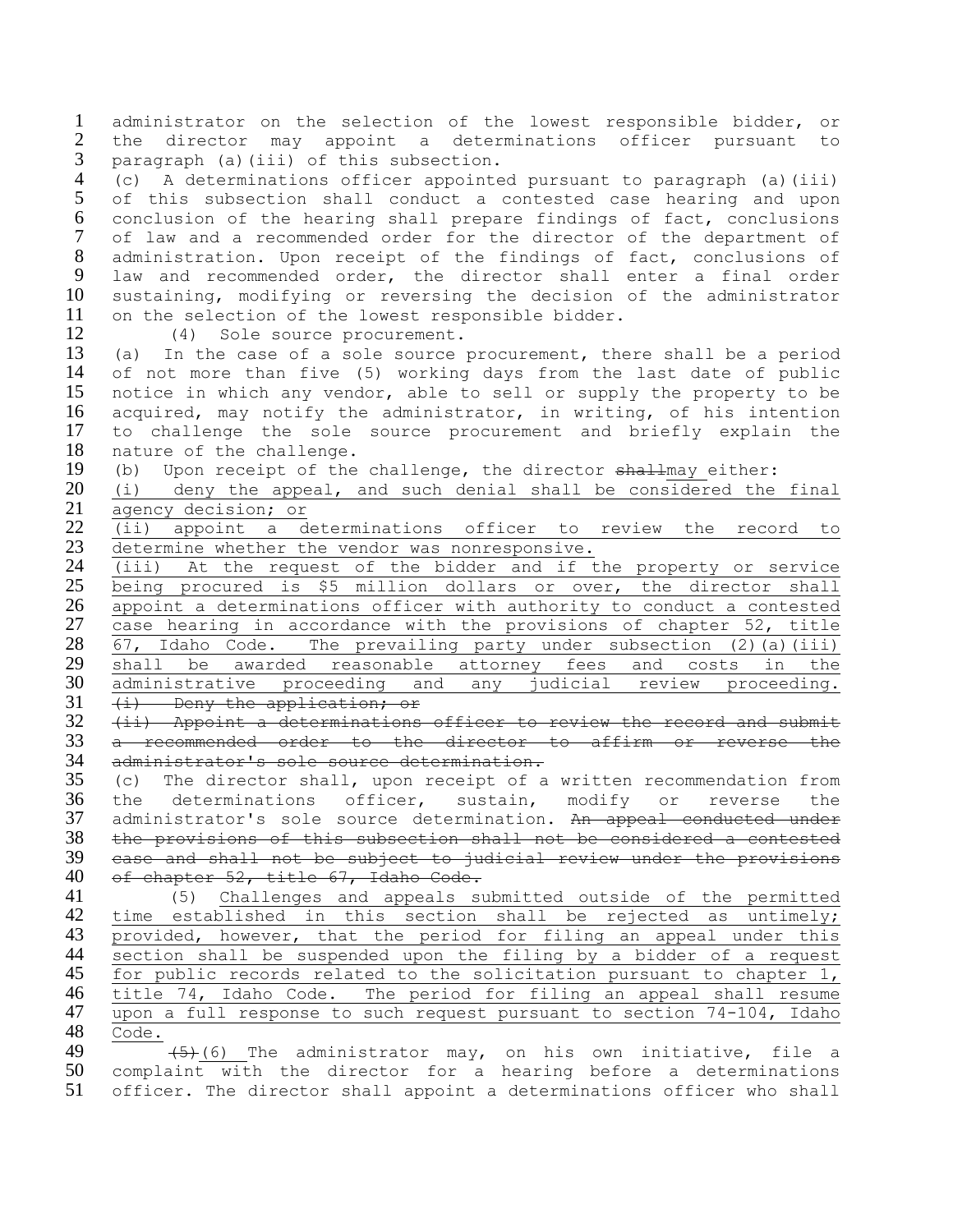administrator on the selection of the lowest responsible bidder, or the director may appoint a determinations officer pursuant to paragraph (a)(iii) of this subsection.

(c) A determinations officer appointed pursuant to paragraph (a)(iii) of this subsection shall conduct a contested case hearing and upon conclusion of the hearing shall prepare findings of fact, conclusions of law and a recommended order for the director of the department of administration. Upon receipt of the findings of fact, conclusions of law and recommended order, the director shall enter a final order sustaining, modifying or reversing the decision of the administrator on the selection of the lowest responsible bidder.

(4) Sole source procurement.

(a) In the case of a sole source procurement, there shall be a period of not more than five (5) working days from the last date of public notice in which any vendor, able to sell or supply the property to be acquired, may notify the administrator, in writing, of his intention to challenge the sole source procurement and briefly explain the nature of the challenge.

(b) Upon receipt of the challenge, the director ~~shall~~may either:

(i) deny the appeal, and such denial shall be considered the final agency decision; or

(ii) appoint a determinations officer to review the record to determine whether the vendor was nonresponsive.

(iii) At the request of the bidder and if the property or service being procured is $5 million dollars or over, the director shall appoint a determinations officer with authority to conduct a contested case hearing in accordance with the provisions of chapter 52, title 67, Idaho Code. The prevailing party under subsection (2)(a)(iii) shall be awarded reasonable attorney fees and costs in the administrative proceeding and any judicial review proceeding.

~~(i) Deny the application; or~~

~~(ii) Appoint a determinations officer to review the record and submit a recommended order to the director to affirm or reverse the administrator's sole source determination.~~

(c) The director shall, upon receipt of a written recommendation from the determinations officer, sustain, modify or reverse the administrator's sole source determination. ~~An appeal conducted under the provisions of this subsection shall not be considered a contested case and shall not be subject to judicial review under the provisions of chapter 52, title 67, Idaho Code.~~

(5) Challenges and appeals submitted outside of the permitted time established in this section shall be rejected as untimely; provided, however, that the period for filing an appeal under this section shall be suspended upon the filing by a bidder of a request for public records related to the solicitation pursuant to chapter 1, title 74, Idaho Code. The period for filing an appeal shall resume upon a full response to such request pursuant to section 74-104, Idaho Code.

~~(5)~~(6) The administrator may, on his own initiative, file a complaint with the director for a hearing before a determinations officer. The director shall appoint a determinations officer who shall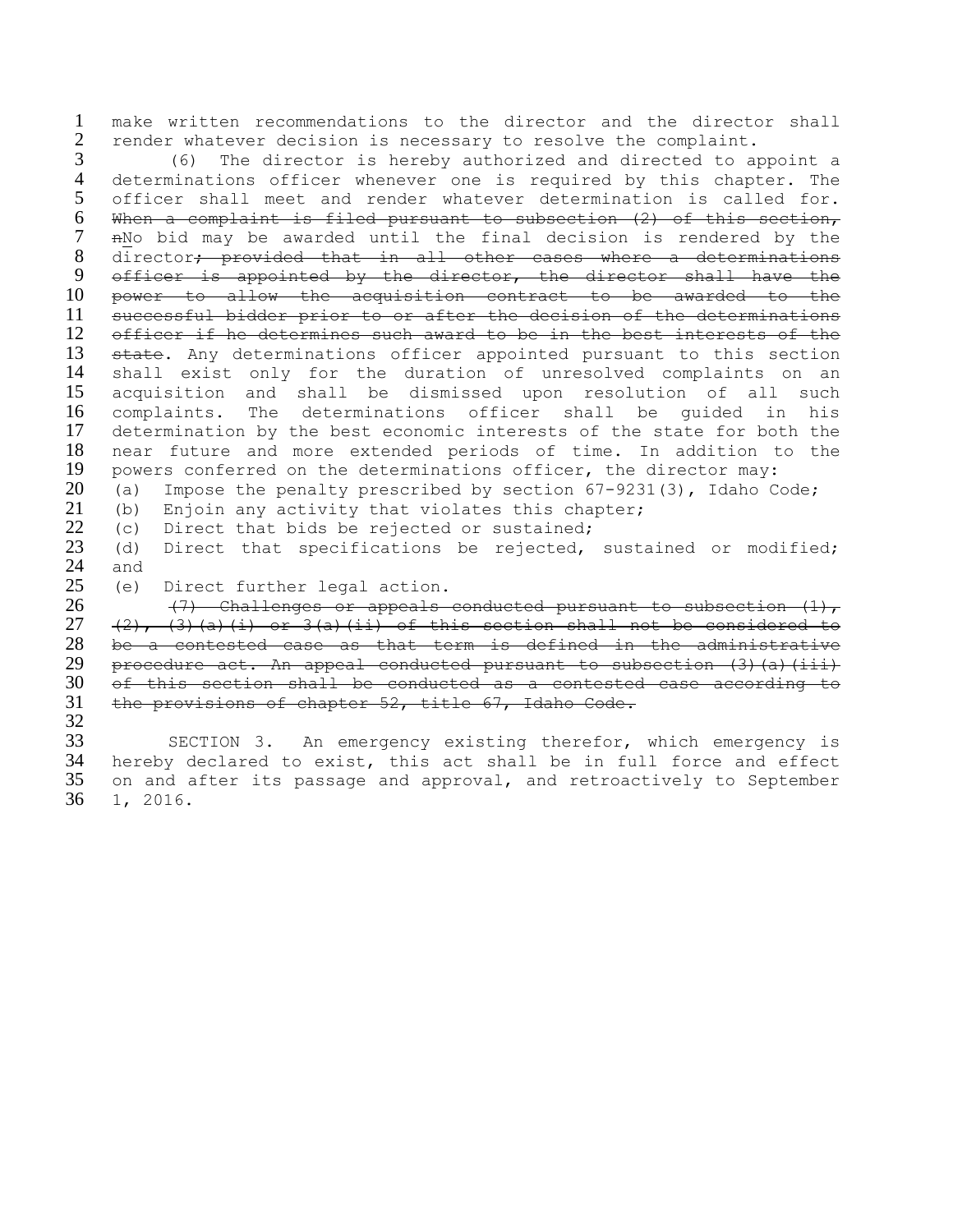make written recommendations to the director and the director shall render whatever decision is necessary to resolve the complaint.

(6) The director is hereby authorized and directed to appoint a determinations officer whenever one is required by this chapter. The officer shall meet and render whatever determination is called for. ~~When a complaint is filed pursuant to subsection (2) of this section, n~~No bid may be awarded until the final decision is rendered by the director~~; provided that in all other cases where a determinations officer is appointed by the director, the director shall have the power to allow the acquisition contract to be awarded to the successful bidder prior to or after the decision of the determinations officer if he determines such award to be in the best interests of the state~~. Any determinations officer appointed pursuant to this section shall exist only for the duration of unresolved complaints on an acquisition and shall be dismissed upon resolution of all such complaints. The determinations officer shall be guided in his determination by the best economic interests of the state for both the near future and more extended periods of time. In addition to the powers conferred on the determinations officer, the director may:

(a) Impose the penalty prescribed by section 67-9231(3), Idaho Code;
(b) Enjoin any activity that violates this chapter;
(c) Direct that bids be rejected or sustained;
(d) Direct that specifications be rejected, sustained or modified; and
(e) Direct further legal action.

~~(7) Challenges or appeals conducted pursuant to subsection (1), (2), (3)(a)(i) or 3(a)(ii) of this section shall not be considered to be a contested case as that term is defined in the administrative procedure act. An appeal conducted pursuant to subsection (3)(a)(iii) of this section shall be conducted as a contested case according to the provisions of chapter 52, title 67, Idaho Code.~~

SECTION 3. An emergency existing therefor, which emergency is hereby declared to exist, this act shall be in full force and effect on and after its passage and approval, and retroactively to September 1, 2016.